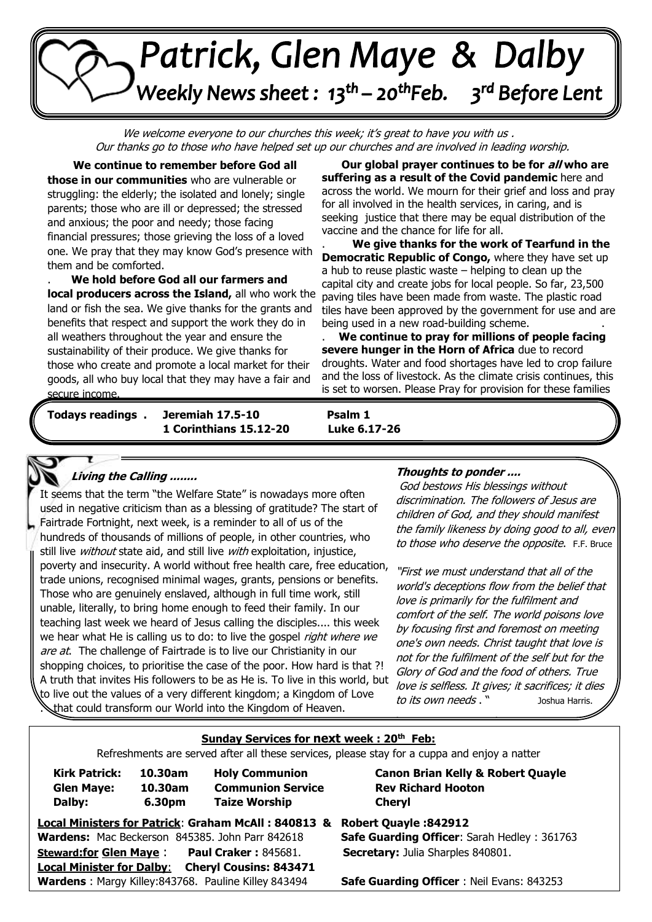# Patrick, Glen Maye & Dalby

## Weekly News sheet : 13th – 20thFeb. 3rd Before Lent

*We welcome everyone to our churches this week; it's great to have you with us . Our thanks go to those who have helped set up our churches and are involved in leading worship.*

**We continue to remember before God all those in our communities** who are vulnerable or struggling: the elderly; the isolated and lonely; single parents; those who are ill or depressed; the stressed and anxious; the poor and needy; those facing financial pressures; those grieving the loss of a loved one. We pray that they may know God's presence with them and be comforted.

. **We hold before God all our farmers and local producers across the Island,** all who work the land or fish the sea. We give thanks for the grants and benefits that respect and support the work they do in all weathers throughout the year and ensure the sustainability of their produce. We give thanks for those who create and promote a local market for their goods, all who buy local that they may have a fair and secure income.

**Our global prayer continues to be for *all* who are suffering as a result of the Covid pandemic** here and across the world. We mourn for their grief and loss and pray for all involved in the health services, in caring, and is seeking justice that there may be equal distribution of the vaccine and the chance for life for all.

. **We give thanks for the work of Tearfund in the Democratic Republic of Congo,** where they have set up a hub to reuse plastic waste – helping to clean up the capital city and create jobs for local people. So far, 23,500 paving tiles have been made from waste. The plastic road tiles have been approved by the government for use and are being used in a new road-building scheme.

. **We continue to pray for millions of people facing severe hunger in the Horn of Africa** due to record droughts. Water and food shortages have led to crop failure and the loss of livestock. As the climate crisis continues, this is set to worsen. Please Pray for provision for these families

**Todays readings . Jeremiah 17.5-10 Psalm 1**
**1 Corinthians 15.12-20 Luke 6.17-26**

### *Living the Calling ........*

It seems that the term "the Welfare State" is nowadays more often used in negative criticism than as a blessing of gratitude? The start of Fairtrade Fortnight, next week, is a reminder to all of us of the hundreds of thousands of millions of people, in other countries, who still live *without* state aid, and still live *with* exploitation, injustice, poverty and insecurity. A world without free health care, free education, trade unions, recognised minimal wages, grants, pensions or benefits. Those who are genuinely enslaved, although in full time work, still unable, literally, to bring home enough to feed their family. In our teaching last week we heard of Jesus calling the disciples.... this week we hear what He is calling us to do: to live the gospel *right where we are at*. The challenge of Fairtrade is to live our Christianity in our shopping choices, to prioritise the case of the poor. How hard is that ?! A truth that invites His followers to be as He is. To live in this world, but to live out the values of a very different kingdom; a Kingdom of Love . that could transform our World into the Kingdom of Heaven.

### *Thoughts to ponder ....*

*God bestows His blessings without discrimination. The followers of Jesus are children of God, and they should manifest the family likeness by doing good to all, even to those who deserve the opposite.* F.F. Bruce

*"First we must understand that all of the world's deceptions flow from the belief that love is primarily for the fulfilment and comfort of the self. The world poisons love by focusing first and foremost on meeting one's own needs. Christ taught that love is not for the fulfilment of the self but for the Glory of God and the food of others. True love is selfless. It gives; it sacrifices; it dies to its own needs ."* Joshua Harris.

## Sunday Services for next week : 20th Feb:

Refreshments are served after all these services, please stay for a cuppa and enjoy a natter

| | | | |
|---|---|---|---|
| **Kirk Patrick:** | **10.30am** | **Holy Communion** | **Canon Brian Kelly & Robert Quayle** |
| **Glen Maye:** | **10.30am** | **Communion Service** | **Rev Richard Hooton** |
| **Dalby:** | **6.30pm** | **Taize Worship** | **Cheryl** |

**Local Ministers for Patrick**: **Graham McAll : 840813 & Robert Quayle :842912**

**Wardens:** Mac Beckerson 845385. John Parr 842618 — **Safe Guarding Officer**: Sarah Hedley : 361763

**Steward:for Glen Maye** : **Paul Craker :** 845681. — **Secretary:** Julia Sharples 840801.

**Local Minister for Dalby**: **Cheryl Cousins: 843471**

**Wardens** : Margy Killey:843768. Pauline Killey 843494 — **Safe Guarding Officer** : Neil Evans: 843253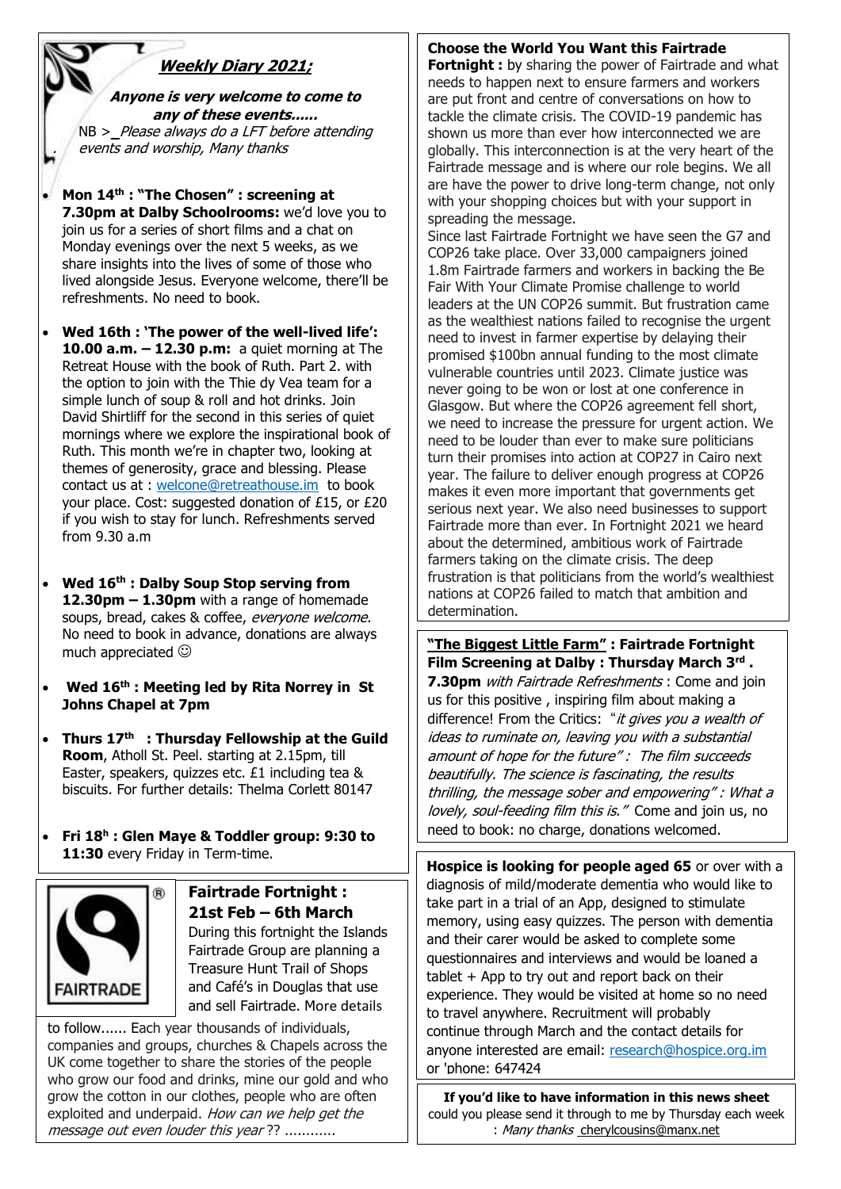## ***Weekly Diary 2021;***

***Anyone is very welcome to come to any of these events......***

NB > *Please always do a LFT before attending events and worship, Many thanks*

- **Mon 14th : "The Chosen" : screening at 7.30pm at Dalby Schoolrooms:** we'd love you to join us for a series of short films and a chat on Monday evenings over the next 5 weeks, as we share insights into the lives of some of those who lived alongside Jesus. Everyone welcome, there'll be refreshments. No need to book.

- **Wed 16th : 'The power of the well-lived life': 10.00 a.m. – 12.30 p.m:** a quiet morning at The Retreat House with the book of Ruth. Part 2. with the option to join with the Thie dy Vea team for a simple lunch of soup & roll and hot drinks. Join David Shirtliff for the second in this series of quiet mornings where we explore the inspirational book of Ruth. This month we're in chapter two, looking at themes of generosity, grace and blessing. Please contact us at : welcone@retreathouse.im to book your place. Cost: suggested donation of £15, or £20 if you wish to stay for lunch. Refreshments served from 9.30 a.m

- **Wed 16th : Dalby Soup Stop serving from 12.30pm – 1.30pm** with a range of homemade soups, bread, cakes & coffee, *everyone welcome.* No need to book in advance, donations are always much appreciated ☺

- **Wed 16th : Meeting led by Rita Norrey in St Johns Chapel at 7pm**

- **Thurs 17th : Thursday Fellowship at the Guild Room**, Atholl St. Peel. starting at 2.15pm, till Easter, speakers, quizzes etc. £1 including tea & biscuits. For further details: Thelma Corlett 80147

- **Fri 18h : Glen Maye & Toddler group: 9:30 to 11:30** every Friday in Term-time.

FAIRTRADE

### Fairtrade Fortnight : 21st Feb – 6th March

During this fortnight the Islands Fairtrade Group are planning a Treasure Hunt Trail of Shops and Café's in Douglas that use and sell Fairtrade. More details to follow...... Each year thousands of individuals, companies and groups, churches & Chapels across the UK come together to share the stories of the people who grow our food and drinks, mine our gold and who grow the cotton in our clothes, people who are often exploited and underpaid. *How can we help get the message out even louder this year* ?? ............

**Choose the World You Want this Fairtrade Fortnight :** by sharing the power of Fairtrade and what needs to happen next to ensure farmers and workers are put front and centre of conversations on how to tackle the climate crisis. The COVID-19 pandemic has shown us more than ever how interconnected we are globally. This interconnection is at the very heart of the Fairtrade message and is where our role begins. We all are have the power to drive long-term change, not only with your shopping choices but with your support in spreading the message.
Since last Fairtrade Fortnight we have seen the G7 and COP26 take place. Over 33,000 campaigners joined 1.8m Fairtrade farmers and workers in backing the Be Fair With Your Climate Promise challenge to world leaders at the UN COP26 summit. But frustration came as the wealthiest nations failed to recognise the urgent need to invest in farmer expertise by delaying their promised $100bn annual funding to the most climate vulnerable countries until 2023. Climate justice was never going to be won or lost at one conference in Glasgow. But where the COP26 agreement fell short, we need to increase the pressure for urgent action. We need to be louder than ever to make sure politicians turn their promises into action at COP27 in Cairo next year. The failure to deliver enough progress at COP26 makes it even more important that governments get serious next year. We also need businesses to support Fairtrade more than ever. In Fortnight 2021 we heard about the determined, ambitious work of Fairtrade farmers taking on the climate crisis. The deep frustration is that politicians from the world's wealthiest nations at COP26 failed to match that ambition and determination.

**"The Biggest Little Farm" : Fairtrade Fortnight Film Screening at Dalby : Thursday March 3rd . 7.30pm** *with Fairtrade Refreshments* : Come and join us for this positive , inspiring film about making a difference! From the Critics: "*it gives you a wealth of ideas to ruminate on, leaving you with a substantial amount of hope for the future" : The film succeeds beautifully. The science is fascinating, the results thrilling, the message sober and empowering" : What a lovely, soul-feeding film this is."* Come and join us, no need to book: no charge, donations welcomed.

**Hospice is looking for people aged 65** or over with a diagnosis of mild/moderate dementia who would like to take part in a trial of an App, designed to stimulate memory, using easy quizzes. The person with dementia and their carer would be asked to complete some questionnaires and interviews and would be loaned a tablet + App to try out and report back on their experience. They would be visited at home so no need to travel anywhere. Recruitment will probably continue through March and the contact details for anyone interested are email: research@hospice.org.im or 'phone: 647424

**If you'd like to have information in this news sheet** could you please send it through to me by Thursday each week : *Many thanks* cherylcousins@manx.net